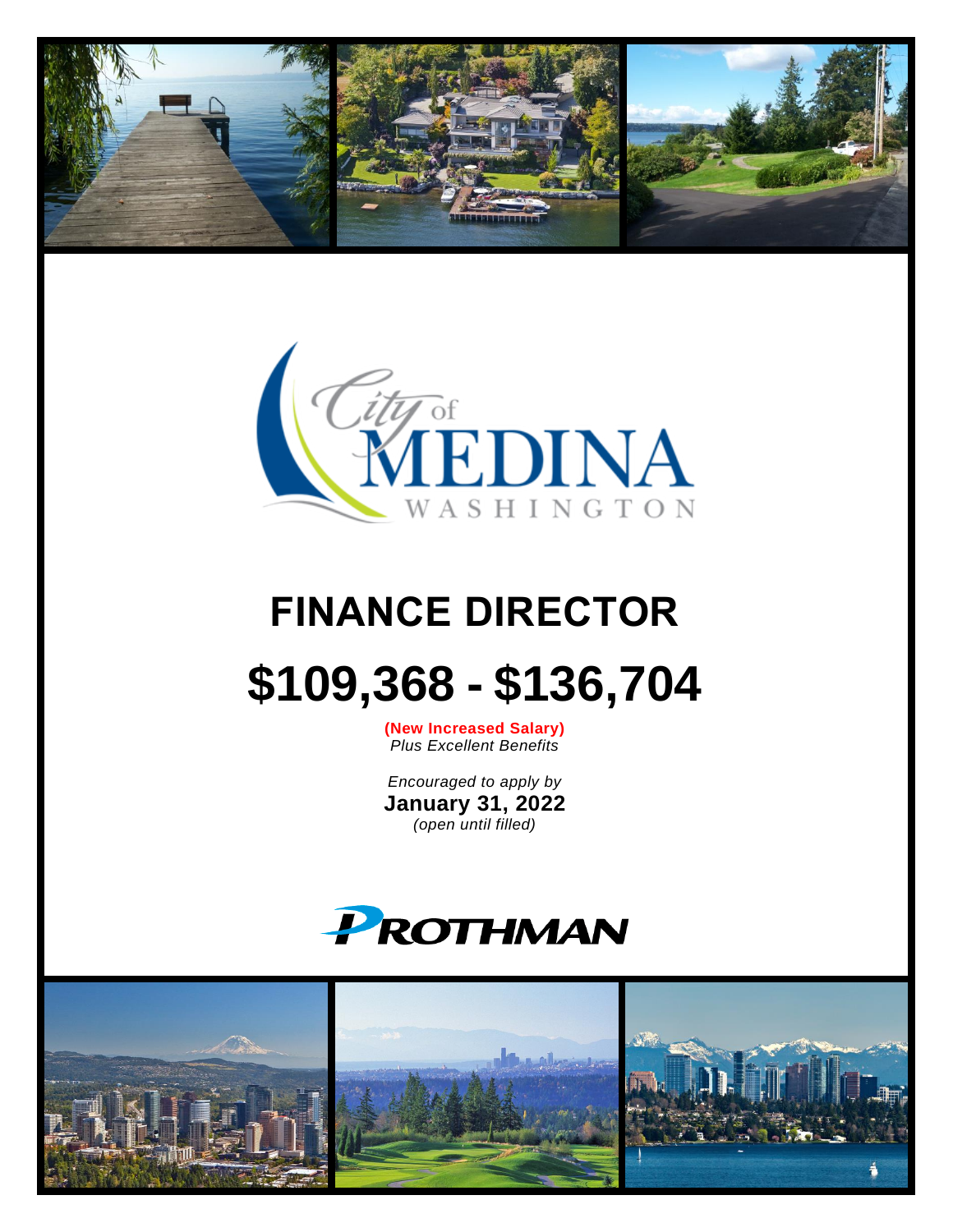City of MEDINA WASHINGTON

# FINANCE DIRECTOR

# $109,368 - $136,704

**(New Increased Salary)**
*Plus Excellent Benefits*

*Encouraged to apply by*
**January 31, 2022**
*(open until filled)*

PROTHMAN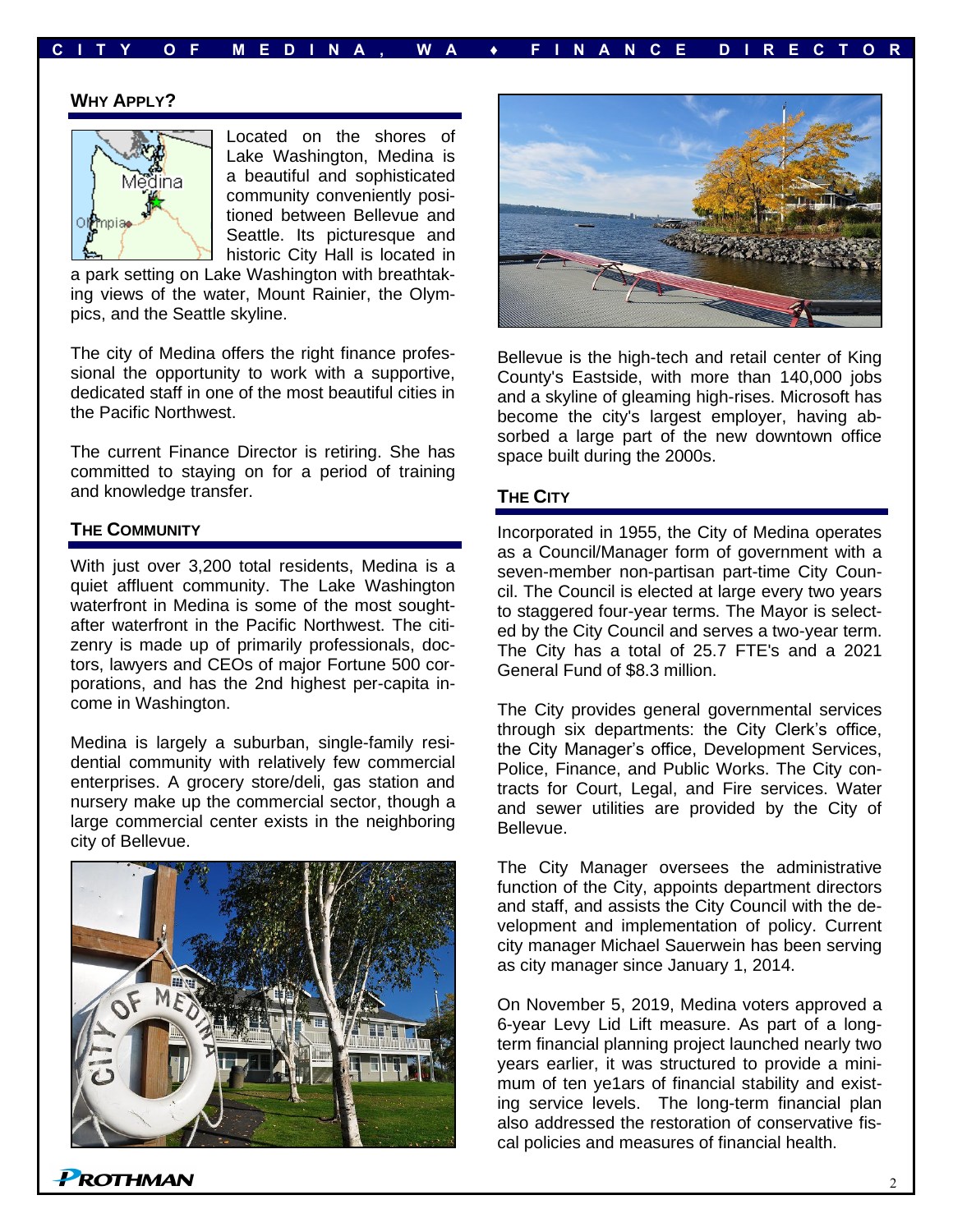## WHY APPLY?

Located on the shores of Lake Washington, Medina is a beautiful and sophisticated community conveniently positioned between Bellevue and Seattle. Its picturesque and historic City Hall is located in a park setting on Lake Washington with breathtaking views of the water, Mount Rainier, the Olympics, and the Seattle skyline.

The city of Medina offers the right finance professional the opportunity to work with a supportive, dedicated staff in one of the most beautiful cities in the Pacific Northwest.

The current Finance Director is retiring. She has committed to staying on for a period of training and knowledge transfer.

## THE COMMUNITY

With just over 3,200 total residents, Medina is a quiet affluent community. The Lake Washington waterfront in Medina is some of the most sought-after waterfront in the Pacific Northwest. The citizenry is made up of primarily professionals, doctors, lawyers and CEOs of major Fortune 500 corporations, and has the 2nd highest per-capita income in Washington.

Medina is largely a suburban, single-family residential community with relatively few commercial enterprises. A grocery store/deli, gas station and nursery make up the commercial sector, though a large commercial center exists in the neighboring city of Bellevue.

Bellevue is the high-tech and retail center of King County's Eastside, with more than 140,000 jobs and a skyline of gleaming high-rises. Microsoft has become the city's largest employer, having absorbed a large part of the new downtown office space built during the 2000s.

## THE CITY

Incorporated in 1955, the City of Medina operates as a Council/Manager form of government with a seven-member non-partisan part-time City Council. The Council is elected at large every two years to staggered four-year terms. The Mayor is selected by the City Council and serves a two-year term. The City has a total of 25.7 FTE's and a 2021 General Fund of $8.3 million.

The City provides general governmental services through six departments: the City Clerk's office, the City Manager's office, Development Services, Police, Finance, and Public Works. The City contracts for Court, Legal, and Fire services. Water and sewer utilities are provided by the City of Bellevue.

The City Manager oversees the administrative function of the City, appoints department directors and staff, and assists the City Council with the development and implementation of policy. Current city manager Michael Sauerwein has been serving as city manager since January 1, 2014.

On November 5, 2019, Medina voters approved a 6-year Levy Lid Lift measure. As part of a long-term financial planning project launched nearly two years earlier, it was structured to provide a minimum of ten ye1ars of financial stability and existing service levels. The long-term financial plan also addressed the restoration of conservative fiscal policies and measures of financial health.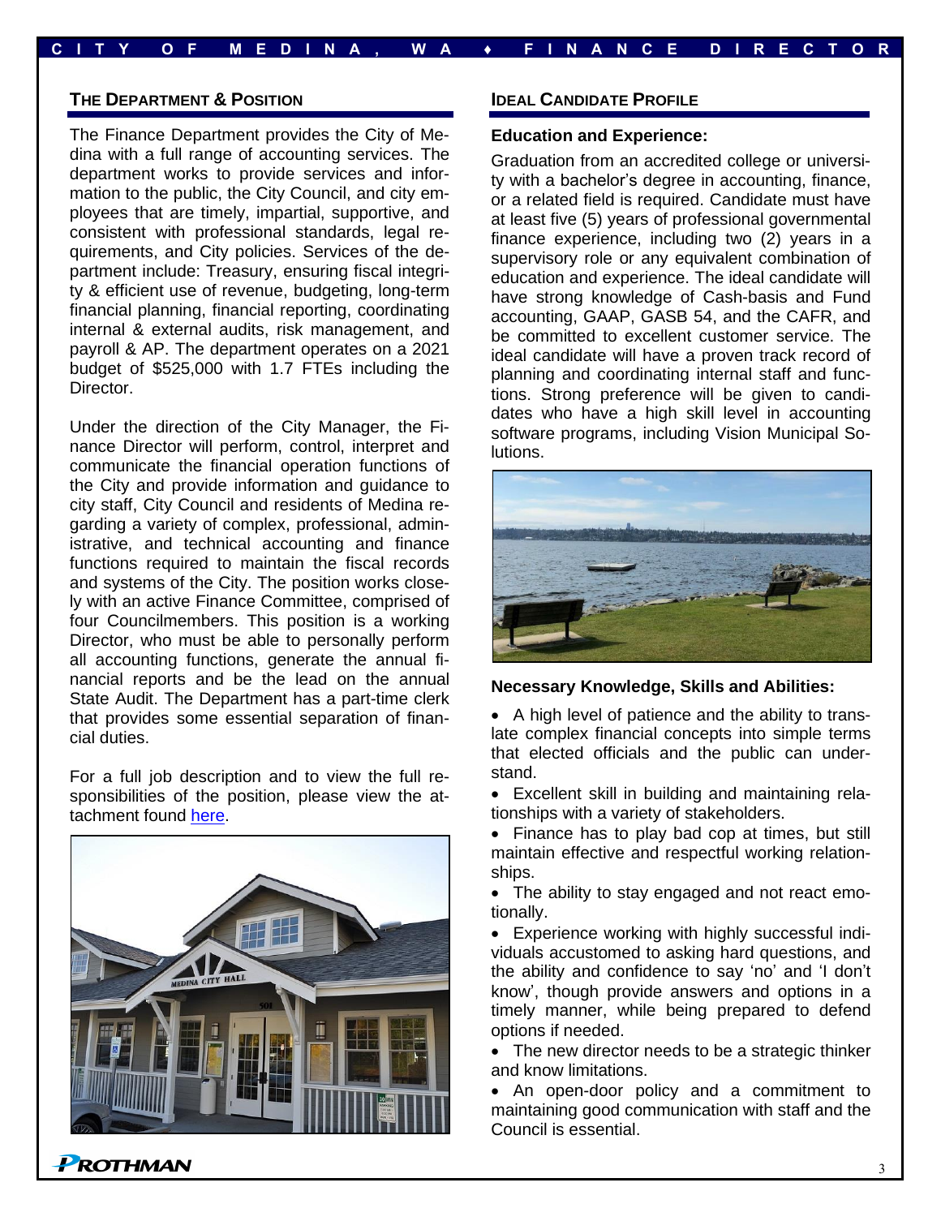## THE DEPARTMENT & POSITION

The Finance Department provides the City of Medina with a full range of accounting services. The department works to provide services and information to the public, the City Council, and city employees that are timely, impartial, supportive, and consistent with professional standards, legal requirements, and City policies. Services of the department include: Treasury, ensuring fiscal integrity & efficient use of revenue, budgeting, long-term financial planning, financial reporting, coordinating internal & external audits, risk management, and payroll & AP. The department operates on a 2021 budget of $525,000 with 1.7 FTEs including the Director.

Under the direction of the City Manager, the Finance Director will perform, control, interpret and communicate the financial operation functions of the City and provide information and guidance to city staff, City Council and residents of Medina regarding a variety of complex, professional, administrative, and technical accounting and finance functions required to maintain the fiscal records and systems of the City. The position works closely with an active Finance Committee, comprised of four Councilmembers. This position is a working Director, who must be able to personally perform all accounting functions, generate the annual financial reports and be the lead on the annual State Audit. The Department has a part-time clerk that provides some essential separation of financial duties.

For a full job description and to view the full responsibilities of the position, please view the attachment found here.

## IDEAL CANDIDATE PROFILE

**Education and Experience:**

Graduation from an accredited college or university with a bachelor's degree in accounting, finance, or a related field is required. Candidate must have at least five (5) years of professional governmental finance experience, including two (2) years in a supervisory role or any equivalent combination of education and experience. The ideal candidate will have strong knowledge of Cash-basis and Fund accounting, GAAP, GASB 54, and the CAFR, and be committed to excellent customer service. The ideal candidate will have a proven track record of planning and coordinating internal staff and functions. Strong preference will be given to candidates who have a high skill level in accounting software programs, including Vision Municipal Solutions.

**Necessary Knowledge, Skills and Abilities:**

- A high level of patience and the ability to translate complex financial concepts into simple terms that elected officials and the public can understand.
- Excellent skill in building and maintaining relationships with a variety of stakeholders.
- Finance has to play bad cop at times, but still maintain effective and respectful working relationships.
- The ability to stay engaged and not react emotionally.
- Experience working with highly successful individuals accustomed to asking hard questions, and the ability and confidence to say 'no' and 'I don't know', though provide answers and options in a timely manner, while being prepared to defend options if needed.
- The new director needs to be a strategic thinker and know limitations.
- An open-door policy and a commitment to maintaining good communication with staff and the Council is essential.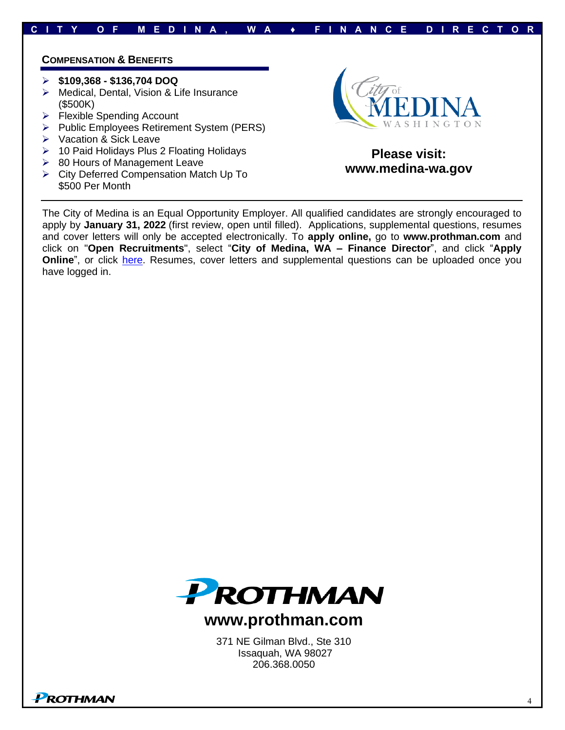## COMPENSATION & BENEFITS

- **$109,368 - $136,704 DOQ**
- Medical, Dental, Vision & Life Insurance ($500K)
- Flexible Spending Account
- Public Employees Retirement System (PERS)
- Vacation & Sick Leave
- 10 Paid Holidays Plus 2 Floating Holidays
- 80 Hours of Management Leave
- City Deferred Compensation Match Up To $500 Per Month

City of MEDINA WASHINGTON

**Please visit:**
**www.medina-wa.gov**

---

The City of Medina is an Equal Opportunity Employer. All qualified candidates are strongly encouraged to apply by **January 31, 2022** (first review, open until filled). Applications, supplemental questions, resumes and cover letters will only be accepted electronically. To **apply online,** go to **www.prothman.com** and click on "**Open Recruitments**", select "**City of Medina, WA – Finance Director**", and click "**Apply Online**", or click here. Resumes, cover letters and supplemental questions can be uploaded once you have logged in.

PROTHMAN

**www.prothman.com**

371 NE Gilman Blvd., Ste 310
Issaquah, WA 98027
206.368.0050